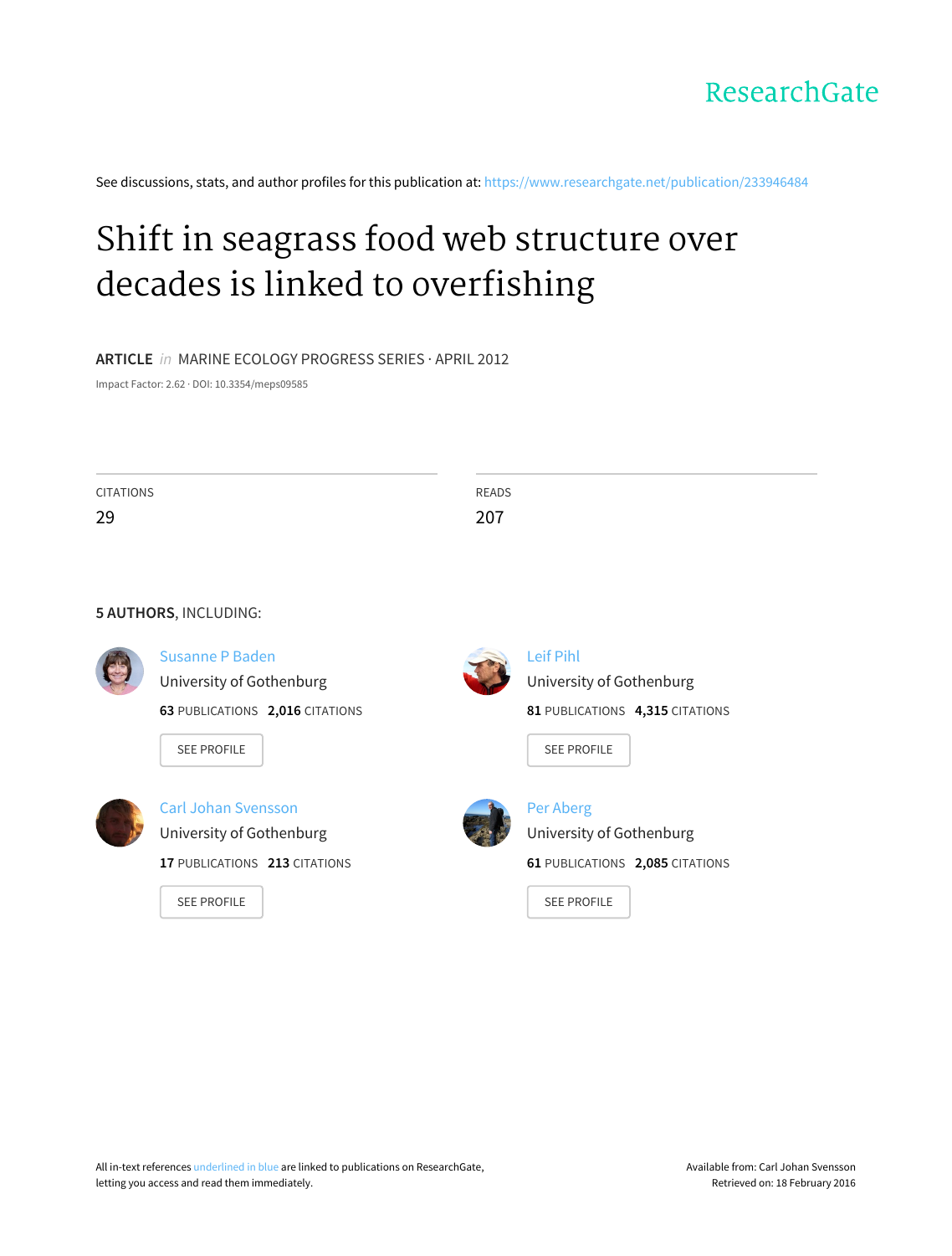ResearchGate

See discussions, stats, and author profiles for this publication at: https://www.researchgate.net/publication/233946484

# Shift in seagrass food web structure over decades is linked to overfishing

**ARTICLE** *in* MARINE ECOLOGY PROGRESS SERIES · APRIL 2012

Impact Factor: 2.62 · DOI: 10.3354/meps09585

CITATIONS
29

READS
207

**5 AUTHORS**, INCLUDING:

Susanne P Baden
University of Gothenburg
**63** PUBLICATIONS **2,016** CITATIONS

SEE PROFILE

Leif Pihl
University of Gothenburg
**81** PUBLICATIONS **4,315** CITATIONS

SEE PROFILE

Carl Johan Svensson
University of Gothenburg
**17** PUBLICATIONS **213** CITATIONS

SEE PROFILE

Per Aberg
University of Gothenburg
**61** PUBLICATIONS **2,085** CITATIONS

SEE PROFILE

All in-text references underlined in blue are linked to publications on ResearchGate, letting you access and read them immediately.

Available from: Carl Johan Svensson
Retrieved on: 18 February 2016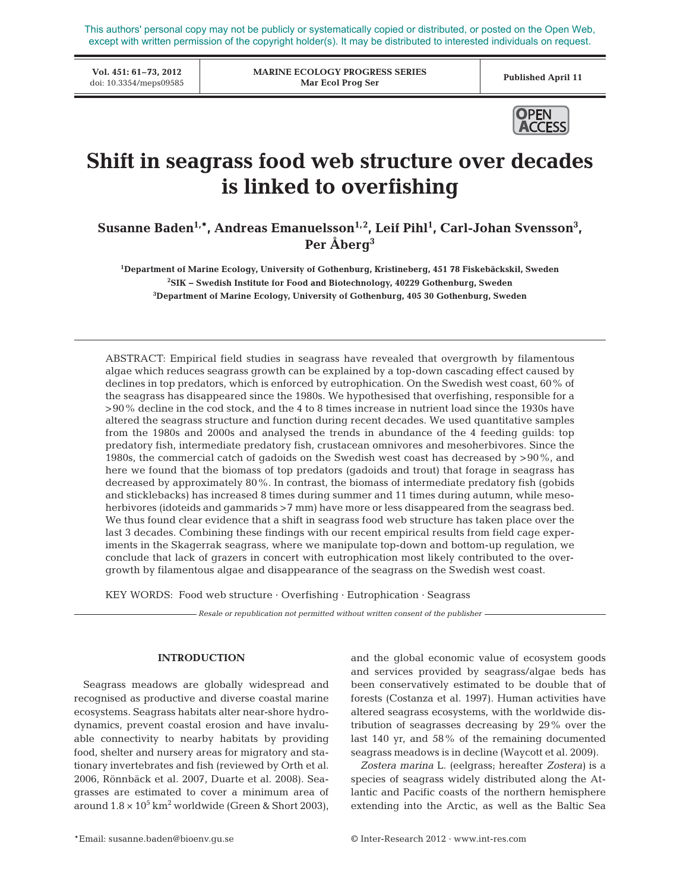This authors' personal copy may not be publicly or systematically copied or distributed, or posted on the Open Web, except with written permission of the copyright holder(s). It may be distributed to interested individuals on request.

# Shift in seagrass food web structure over decades is linked to overfishing

**Susanne Baden[1,*], Andreas Emanuelsson[1,2], Leif Pihl[1], Carl-Johan Svensson[3], Per Åberg[3]**

[1]Department of Marine Ecology, University of Gothenburg, Kristineberg, 451 78 Fiskebäckskil, Sweden
[2]SIK – Swedish Institute for Food and Biotechnology, 40229 Gothenburg, Sweden
[3]Department of Marine Ecology, University of Gothenburg, 405 30 Gothenburg, Sweden

ABSTRACT: Empirical field studies in seagrass have revealed that overgrowth by filamentous algae which reduces seagrass growth can be explained by a top-down cascading effect caused by declines in top predators, which is enforced by eutrophication. On the Swedish west coast, 60% of the seagrass has disappeared since the 1980s. We hypothesised that overfishing, responsible for a >90% decline in the cod stock, and the 4 to 8 times increase in nutrient load since the 1930s have altered the seagrass structure and function during recent decades. We used quantitative samples from the 1980s and 2000s and analysed the trends in abundance of the 4 feeding guilds: top predatory fish, intermediate predatory fish, crustacean omnivores and mesoherbivores. Since the 1980s, the commercial catch of gadoids on the Swedish west coast has decreased by >90%, and here we found that the biomass of top predators (gadoids and trout) that forage in seagrass has decreased by approximately 80%. In contrast, the biomass of intermediate predatory fish (gobids and sticklebacks) has increased 8 times during summer and 11 times during autumn, while mesoherbivores (idoteids and gammarids >7 mm) have more or less disappeared from the seagrass bed. We thus found clear evidence that a shift in seagrass food web structure has taken place over the last 3 decades. Combining these findings with our recent empirical results from field cage experiments in the Skagerrak seagrass, where we manipulate top-down and bottom-up regulation, we conclude that lack of grazers in concert with eutrophication most likely contributed to the overgrowth by filamentous algae and disappearance of the seagrass on the Swedish west coast.

KEY WORDS: Food web structure · Overfishing · Eutrophication · Seagrass

*Resale or republication not permitted without written consent of the publisher*

## INTRODUCTION

Seagrass meadows are globally widespread and recognised as productive and diverse coastal marine ecosystems. Seagrass habitats alter near-shore hydrodynamics, prevent coastal erosion and have invaluable connectivity to nearby habitats by providing food, shelter and nursery areas for migratory and stationary invertebrates and fish (reviewed by Orth et al. 2006, Rönnbäck et al. 2007, Duarte et al. 2008). Seagrasses are estimated to cover a minimum area of around $1.8 \times 10^5$ km$^2$ worldwide (Green & Short 2003), and the global economic value of ecosystem goods and services provided by seagrass/algae beds has been conservatively estimated to be double that of forests (Costanza et al. 1997). Human activities have altered seagrass ecosystems, with the worldwide distribution of seagrasses decreasing by 29% over the last 140 yr, and 58% of the remaining documented seagrass meadows is in decline (Waycott et al. 2009).

*Zostera marina* L. (eelgrass; hereafter *Zostera*) is a species of seagrass widely distributed along the Atlantic and Pacific coasts of the northern hemisphere extending into the Arctic, as well as the Baltic Sea

*Email: susanne.baden@bioenv.gu.se

© Inter-Research 2012 · www.int-res.com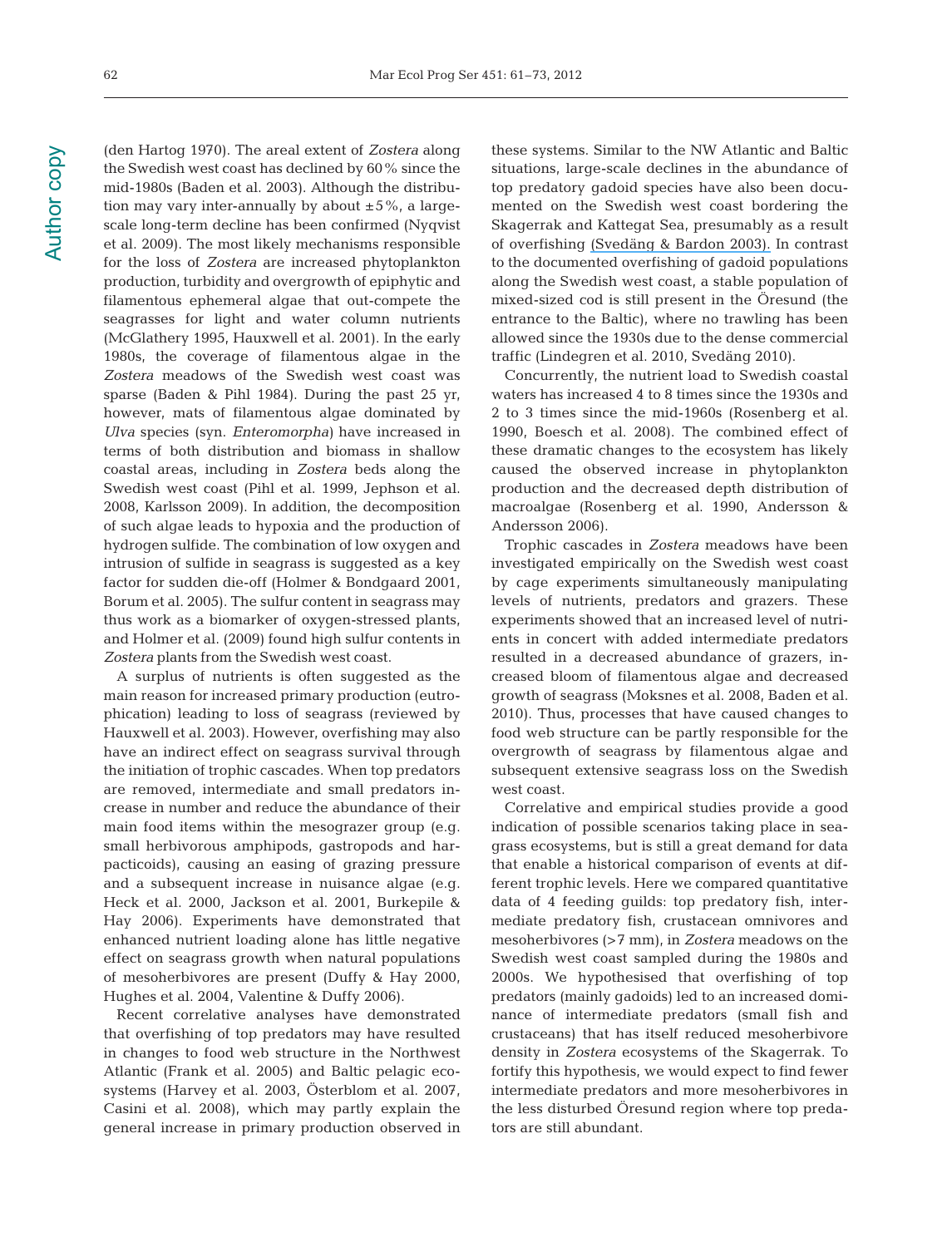(den Hartog 1970). The areal extent of *Zostera* along the Swedish west coast has declined by 60% since the mid-1980s (Baden et al. 2003). Although the distribution may vary inter-annually by about ±5%, a large-scale long-term decline has been confirmed (Nyqvist et al. 2009). The most likely mechanisms responsible for the loss of *Zostera* are increased phytoplankton production, turbidity and overgrowth of epiphytic and filamentous ephemeral algae that out-compete the seagrasses for light and water column nutrients (McGlathery 1995, Hauxwell et al. 2001). In the early 1980s, the coverage of filamentous algae in the *Zostera* meadows of the Swedish west coast was sparse (Baden & Pihl 1984). During the past 25 yr, however, mats of filamentous algae dominated by *Ulva* species (syn. *Enteromorpha*) have increased in terms of both distribution and biomass in shallow coastal areas, including in *Zostera* beds along the Swedish west coast (Pihl et al. 1999, Jephson et al. 2008, Karlsson 2009). In addition, the decomposition of such algae leads to hypoxia and the production of hydrogen sulfide. The combination of low oxygen and intrusion of sulfide in seagrass is suggested as a key factor for sudden die-off (Holmer & Bondgaard 2001, Borum et al. 2005). The sulfur content in seagrass may thus work as a biomarker of oxygen-stressed plants, and Holmer et al. (2009) found high sulfur contents in *Zostera* plants from the Swedish west coast.

A surplus of nutrients is often suggested as the main reason for increased primary production (eutrophication) leading to loss of seagrass (reviewed by Hauxwell et al. 2003). However, overfishing may also have an indirect effect on seagrass survival through the initiation of trophic cascades. When top predators are removed, intermediate and small predators increase in number and reduce the abundance of their main food items within the mesograzer group (e.g. small herbivorous amphipods, gastropods and harpacticoids), causing an easing of grazing pressure and a subsequent increase in nuisance algae (e.g. Heck et al. 2000, Jackson et al. 2001, Burkepile & Hay 2006). Experiments have demonstrated that enhanced nutrient loading alone has little negative effect on seagrass growth when natural populations of mesoherbivores are present (Duffy & Hay 2000, Hughes et al. 2004, Valentine & Duffy 2006).

Recent correlative analyses have demonstrated that overfishing of top predators may have resulted in changes to food web structure in the Northwest Atlantic (Frank et al. 2005) and Baltic pelagic ecosystems (Harvey et al. 2003, Österblom et al. 2007, Casini et al. 2008), which may partly explain the general increase in primary production observed in these systems. Similar to the NW Atlantic and Baltic situations, large-scale declines in the abundance of top predatory gadoid species have also been documented on the Swedish west coast bordering the Skagerrak and Kattegat Sea, presumably as a result of overfishing (Svedäng & Bardon 2003). In contrast to the documented overfishing of gadoid populations along the Swedish west coast, a stable population of mixed-sized cod is still present in the Öresund (the entrance to the Baltic), where no trawling has been allowed since the 1930s due to the dense commercial traffic (Lindegren et al. 2010, Svedäng 2010).

Concurrently, the nutrient load to Swedish coastal waters has increased 4 to 8 times since the 1930s and 2 to 3 times since the mid-1960s (Rosenberg et al. 1990, Boesch et al. 2008). The combined effect of these dramatic changes to the ecosystem has likely caused the observed increase in phytoplankton production and the decreased depth distribution of macroalgae (Rosenberg et al. 1990, Andersson & Andersson 2006).

Trophic cascades in *Zostera* meadows have been investigated empirically on the Swedish west coast by cage experiments simultaneously manipulating levels of nutrients, predators and grazers. These experiments showed that an increased level of nutrients in concert with added intermediate predators resulted in a decreased abundance of grazers, increased bloom of filamentous algae and decreased growth of seagrass (Moksnes et al. 2008, Baden et al. 2010). Thus, processes that have caused changes to food web structure can be partly responsible for the overgrowth of seagrass by filamentous algae and subsequent extensive seagrass loss on the Swedish west coast.

Correlative and empirical studies provide a good indication of possible scenarios taking place in seagrass ecosystems, but is still a great demand for data that enable a historical comparison of events at different trophic levels. Here we compared quantitative data of 4 feeding guilds: top predatory fish, intermediate predatory fish, crustacean omnivores and mesoherbivores (>7 mm), in *Zostera* meadows on the Swedish west coast sampled during the 1980s and 2000s. We hypothesised that overfishing of top predators (mainly gadoids) led to an increased dominance of intermediate predators (small fish and crustaceans) that has itself reduced mesoherbivore density in *Zostera* ecosystems of the Skagerrak. To fortify this hypothesis, we would expect to find fewer intermediate predators and more mesoherbivores in the less disturbed Öresund region where top predators are still abundant.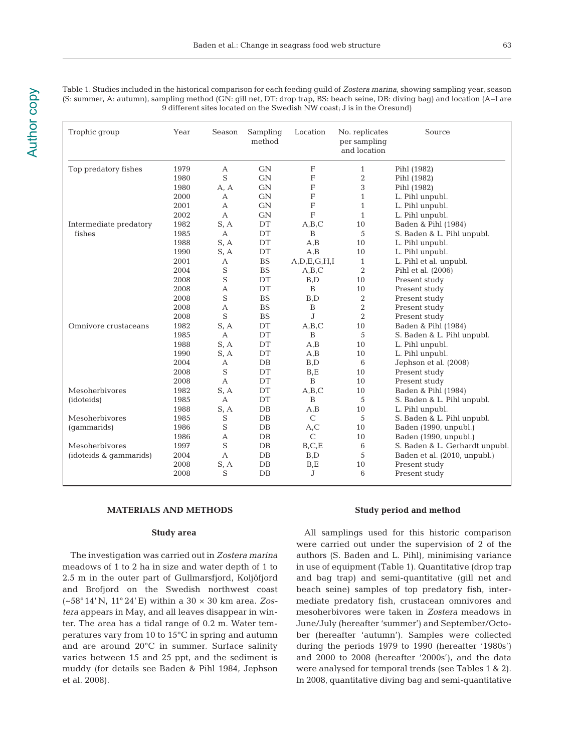Table 1. Studies included in the historical comparison for each feeding guild of *Zostera marina*, showing sampling year, season (S: summer, A: autumn), sampling method (GN: gill net, DT: drop trap, BS: beach seine, DB: diving bag) and location (A–I are 9 different sites located on the Swedish NW coast; J is in the Öresund)

| Trophic group | Year | Season | Sampling method | Location | No. replicates per sampling and location | Source |
|---|---|---|---|---|---|---|
| Top predatory fishes | 1979 | A | GN | F | 1 | Pihl (1982) |
| | 1980 | S | GN | F | 2 | Pihl (1982) |
| | 1980 | A, A | GN | F | 3 | Pihl (1982) |
| | 2000 | A | GN | F | 1 | L. Pihl unpubl. |
| | 2001 | A | GN | F | 1 | L. Pihl unpubl. |
| | 2002 | A | GN | F | 1 | L. Pihl unpubl. |
| Intermediate predatory fishes | 1982 | S, A | DT | A,B,C | 10 | Baden & Pihl (1984) |
| | 1985 | A | DT | B | 5 | S. Baden & L. Pihl unpubl. |
| | 1988 | S, A | DT | A,B | 10 | L. Pihl unpubl. |
| | 1990 | S, A | DT | A,B | 10 | L. Pihl unpubl. |
| | 2001 | A | BS | A,D,E,G,H,I | 1 | L. Pihl et al. unpubl. |
| | 2004 | S | BS | A,B,C | 2 | Pihl et al. (2006) |
| | 2008 | S | DT | B,D | 10 | Present study |
| | 2008 | A | DT | B | 10 | Present study |
| | 2008 | S | BS | B,D | 2 | Present study |
| | 2008 | A | BS | B | 2 | Present study |
| | 2008 | S | BS | J | 2 | Present study |
| Omnivore crustaceans | 1982 | S, A | DT | A,B,C | 10 | Baden & Pihl (1984) |
| | 1985 | A | DT | B | 5 | S. Baden & L. Pihl unpubl. |
| | 1988 | S, A | DT | A,B | 10 | L. Pihl unpubl. |
| | 1990 | S, A | DT | A,B | 10 | L. Pihl unpubl. |
| | 2004 | A | DB | B,D | 6 | Jephson et al. (2008) |
| | 2008 | S | DT | B,E | 10 | Present study |
| | 2008 | A | DT | B | 10 | Present study |
| Mesoherbivores (idoteids) | 1982 | S, A | DT | A,B,C | 10 | Baden & Pihl (1984) |
| | 1985 | A | DT | B | 5 | S. Baden & L. Pihl unpubl. |
| | 1988 | S, A | DB | A,B | 10 | L. Pihl unpubl. |
| Mesoherbivores (gammarids) | 1985 | S | DB | C | 5 | S. Baden & L. Pihl unpubl. |
| | 1986 | S | DB | A,C | 10 | Baden (1990, unpubl.) |
| | 1986 | A | DB | C | 10 | Baden (1990, unpubl.) |
| Mesoherbivores (idoteids & gammarids) | 1997 | S | DB | B,C,E | 6 | S. Baden & L. Gerhardt unpubl. |
| | 2004 | A | DB | B,D | 5 | Baden et al. (2010, unpubl.) |
| | 2008 | S, A | DB | B,E | 10 | Present study |
| | 2008 | S | DB | J | 6 | Present study |

## MATERIALS AND METHODS

### Study area

The investigation was carried out in *Zostera marina* meadows of 1 to 2 ha in size and water depth of 1 to 2.5 m in the outer part of Gullmarsfjord, Koljöfjord and Brofjord on the Swedish northwest coast (~58° 14′ N, 11° 24′ E) within a 30 × 30 km area. *Zostera* appears in May, and all leaves disappear in winter. The area has a tidal range of 0.2 m. Water temperatures vary from 10 to 15°C in spring and autumn and are around 20°C in summer. Surface salinity varies between 15 and 25 ppt, and the sediment is muddy (for details see Baden & Pihl 1984, Jephson et al. 2008).

### Study period and method

All samplings used for this historic comparison were carried out under the supervision of 2 of the authors (S. Baden and L. Pihl), minimising variance in use of equipment (Table 1). Quantitative (drop trap and bag trap) and semi-quantitative (gill net and beach seine) samples of top predatory fish, intermediate predatory fish, crustacean omnivores and mesoherbivores were taken in *Zostera* meadows in June/July (hereafter 'summer') and September/October (hereafter 'autumn'). Samples were collected during the periods 1979 to 1990 (hereafter '1980s') and 2000 to 2008 (hereafter '2000s'), and the data were analysed for temporal trends (see Tables 1 & 2). In 2008, quantitative diving bag and semi-quantitative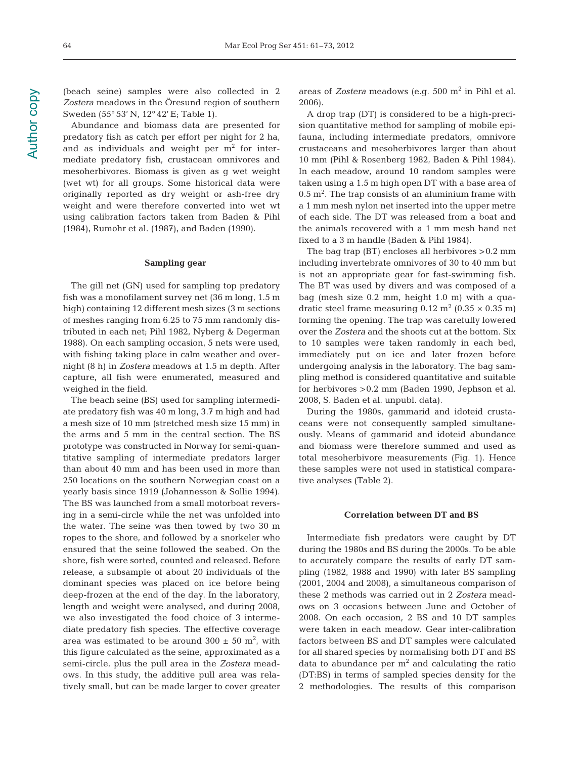(beach seine) samples were also collected in 2 *Zostera* meadows in the Öresund region of southern Sweden (55° 53' N, 12° 42' E; Table 1).

Abundance and biomass data are presented for predatory fish as catch per effort per night for 2 ha, and as individuals and weight per m$^2$ for intermediate predatory fish, crustacean omnivores and mesoherbivores. Biomass is given as g wet weight (wet wt) for all groups. Some historical data were originally reported as dry weight or ash-free dry weight and were therefore converted into wet wt using calibration factors taken from Baden & Pihl (1984), Rumohr et al. (1987), and Baden (1990).

### Sampling gear

The gill net (GN) used for sampling top predatory fish was a monofilament survey net (36 m long, 1.5 m high) containing 12 different mesh sizes (3 m sections of meshes ranging from 6.25 to 75 mm randomly distributed in each net; Pihl 1982, Nyberg & Degerman 1988). On each sampling occasion, 5 nets were used, with fishing taking place in calm weather and overnight (8 h) in *Zostera* meadows at 1.5 m depth. After capture, all fish were enumerated, measured and weighed in the field.

The beach seine (BS) used for sampling intermediate predatory fish was 40 m long, 3.7 m high and had a mesh size of 10 mm (stretched mesh size 15 mm) in the arms and 5 mm in the central section. The BS prototype was constructed in Norway for semi-quantitative sampling of intermediate predators larger than about 40 mm and has been used in more than 250 locations on the southern Norwegian coast on a yearly basis since 1919 (Johannesson & Sollie 1994). The BS was launched from a small motorboat reversing in a semi-circle while the net was unfolded into the water. The seine was then towed by two 30 m ropes to the shore, and followed by a snorkeler who ensured that the seine followed the seabed. On the shore, fish were sorted, counted and released. Before release, a subsample of about 20 individuals of the dominant species was placed on ice before being deep-frozen at the end of the day. In the laboratory, length and weight were analysed, and during 2008, we also investigated the food choice of 3 intermediate predatory fish species. The effective coverage area was estimated to be around 300 ± 50 m$^2$, with this figure calculated as the seine, approximated as a semi-circle, plus the pull area in the *Zostera* meadows. In this study, the additive pull area was relatively small, but can be made larger to cover greater areas of *Zostera* meadows (e.g. 500 m$^2$ in Pihl et al. 2006).

A drop trap (DT) is considered to be a high-precision quantitative method for sampling of mobile epifauna, including intermediate predators, omnivore crustaceans and mesoherbivores larger than about 10 mm (Pihl & Rosenberg 1982, Baden & Pihl 1984). In each meadow, around 10 random samples were taken using a 1.5 m high open DT with a base area of 0.5 m$^2$. The trap consists of an aluminium frame with a 1 mm mesh nylon net inserted into the upper metre of each side. The DT was released from a boat and the animals recovered with a 1 mm mesh hand net fixed to a 3 m handle (Baden & Pihl 1984).

The bag trap (BT) encloses all herbivores >0.2 mm including invertebrate omnivores of 30 to 40 mm but is not an appropriate gear for fast-swimming fish. The BT was used by divers and was composed of a bag (mesh size 0.2 mm, height 1.0 m) with a quadratic steel frame measuring 0.12 m$^2$ (0.35 × 0.35 m) forming the opening. The trap was carefully lowered over the *Zostera* and the shoots cut at the bottom. Six to 10 samples were taken randomly in each bed, immediately put on ice and later frozen before undergoing analysis in the laboratory. The bag sampling method is considered quantitative and suitable for herbivores >0.2 mm (Baden 1990, Jephson et al. 2008, S. Baden et al. unpubl. data).

During the 1980s, gammarid and idoteid crustaceans were not consequently sampled simultaneously. Means of gammarid and idoteid abundance and biomass were therefore summed and used as total mesoherbivore measurements (Fig. 1). Hence these samples were not used in statistical comparative analyses (Table 2).

### Correlation between DT and BS

Intermediate fish predators were caught by DT during the 1980s and BS during the 2000s. To be able to accurately compare the results of early DT sampling (1982, 1988 and 1990) with later BS sampling (2001, 2004 and 2008), a simultaneous comparison of these 2 methods was carried out in 2 *Zostera* meadows on 3 occasions between June and October of 2008. On each occasion, 2 BS and 10 DT samples were taken in each meadow. Gear inter-calibration factors between BS and DT samples were calculated for all shared species by normalising both DT and BS data to abundance per m$^2$ and calculating the ratio (DT:BS) in terms of sampled species density for the 2 methodologies. The results of this comparison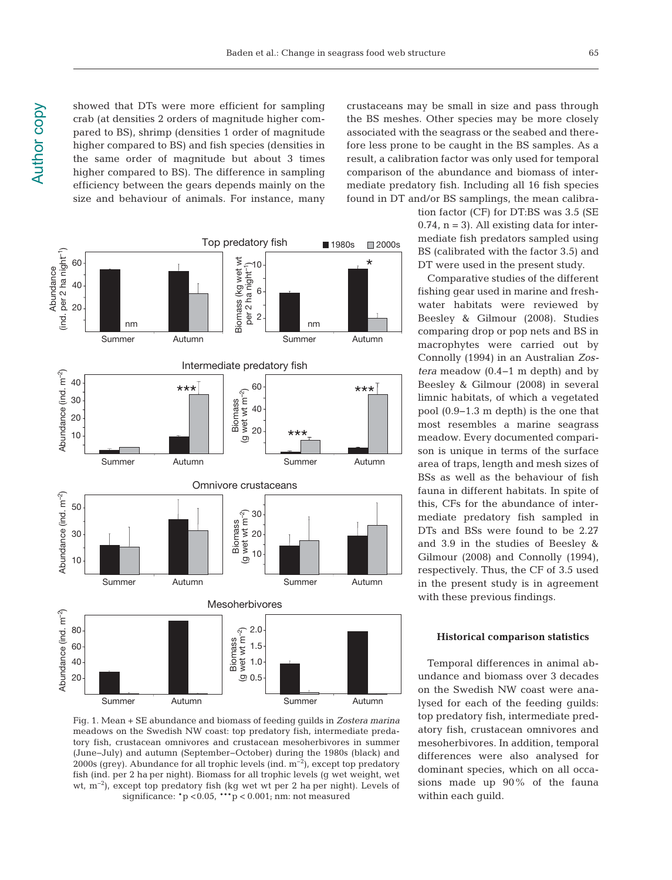showed that DTs were more efficient for sampling crab (at densities 2 orders of magnitude higher compared to BS), shrimp (densities 1 order of magnitude higher compared to BS) and fish species (densities in the same order of magnitude but about 3 times higher compared to BS). The difference in sampling efficiency between the gears depends mainly on the size and behaviour of animals. For instance, many crustaceans may be small in size and pass through the BS meshes. Other species may be more closely associated with the seagrass or the seabed and therefore less prone to be caught in the BS samples. As a result, a calibration factor was only used for temporal comparison of the abundance and biomass of intermediate predatory fish. Including all 16 fish species found in DT and/or BS samplings, the mean calibration factor (CF) for DT:BS was 3.5 (SE 0.74, n = 3). All existing data for intermediate fish predators sampled using BS (calibrated with the factor 3.5) and DT were used in the present study.

Comparative studies of the different fishing gear used in marine and freshwater habitats were reviewed by Beesley & Gilmour (2008). Studies comparing drop or pop nets and BS in macrophytes were carried out by Connolly (1994) in an Australian *Zostera* meadow (0.4–1 m depth) and by Beesley & Gilmour (2008) in several limnic habitats, of which a vegetated pool (0.9–1.3 m depth) is the one that most resembles a marine seagrass meadow. Every documented comparison is unique in terms of the surface area of traps, length and mesh sizes of BSs as well as the behaviour of fish fauna in different habitats. In spite of this, CFs for the abundance of intermediate predatory fish sampled in DTs and BSs were found to be 2.27 and 3.9 in the studies of Beesley & Gilmour (2008) and Connolly (1994), respectively. Thus, the CF of 3.5 used in the present study is in agreement with these previous findings.

Fig. 1. Mean + SE abundance and biomass of feeding guilds in *Zostera marina* meadows on the Swedish NW coast: top predatory fish, intermediate predatory fish, crustacean omnivores and crustacean mesoherbivores in summer (June–July) and autumn (September–October) during the 1980s (black) and 2000s (grey). Abundance for all trophic levels (ind. $m^{-2}$), except top predatory fish (ind. per 2 ha per night). Biomass for all trophic levels (g wet weight, wet wt, $m^{-2}$), except top predatory fish (kg wet wt per 2 ha per night). Levels of significance: *$p < 0.05$, ***$p < 0.001$; nm: not measured

### Historical comparison statistics

Temporal differences in animal abundance and biomass over 3 decades on the Swedish NW coast were analysed for each of the feeding guilds: top predatory fish, intermediate predatory fish, crustacean omnivores and mesoherbivores. In addition, temporal differences were also analysed for dominant species, which on all occasions made up 90% of the fauna within each guild.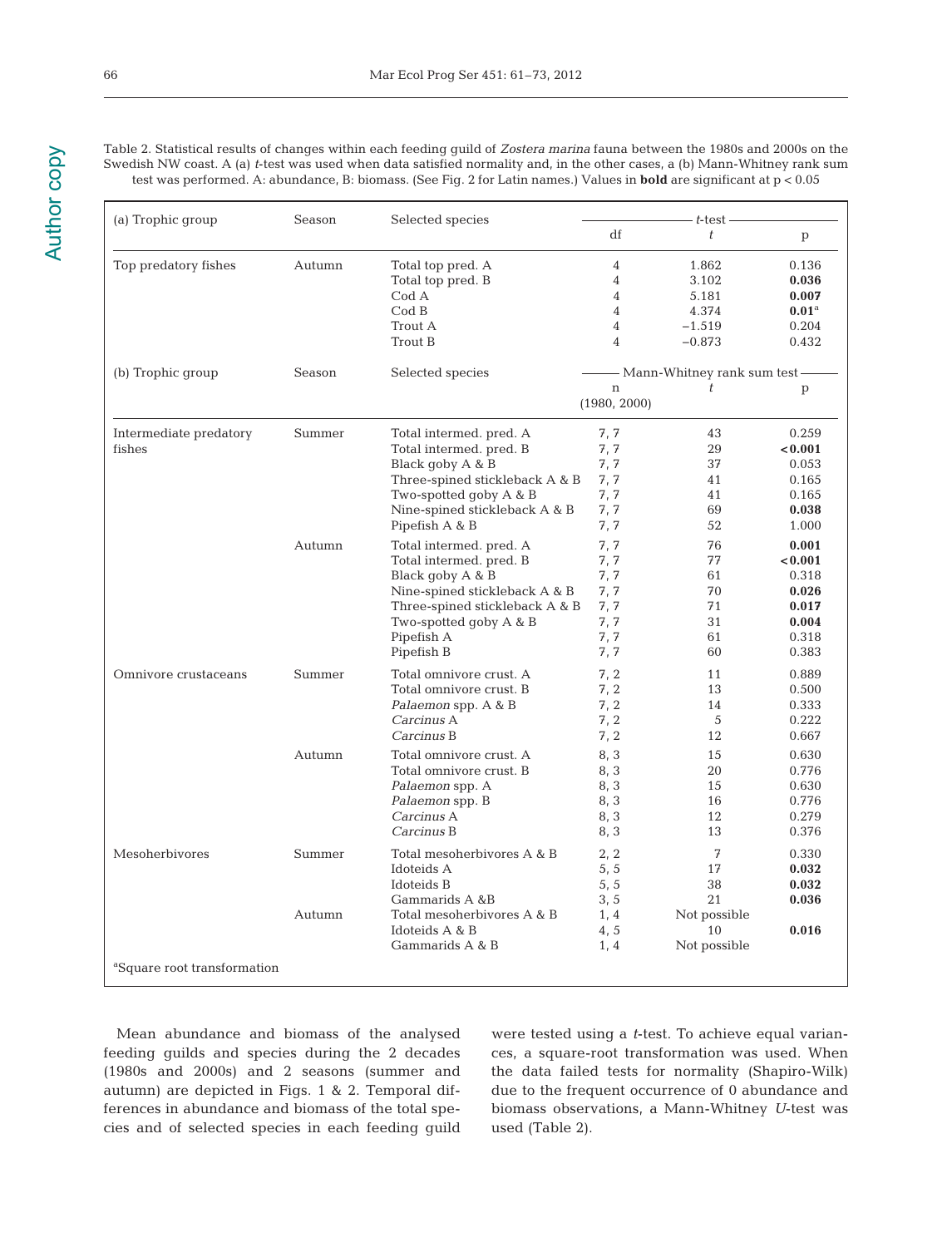Table 2. Statistical results of changes within each feeding guild of *Zostera marina* fauna between the 1980s and 2000s on the Swedish NW coast. A (a) *t*-test was used when data satisfied normality and, in the other cases, a (b) Mann-Whitney rank sum test was performed. A: abundance, B: biomass. (See Fig. 2 for Latin names.) Values in **bold** are significant at $p < 0.05$

| (a) Trophic group | Season | Selected species | *t*-test | | |
|---|---|---|---|---|---|
| | | | df | *t* | p |
| Top predatory fishes | Autumn | Total top pred. A | 4 | 1.862 | 0.136 |
| | | Total top pred. B | 4 | 3.102 | **0.036** |
| | | Cod A | 4 | 5.181 | **0.007** |
| | | Cod B | 4 | 4.374 | **0.01**[a] |
| | | Trout A | 4 | −1.519 | 0.204 |
| | | Trout B | 4 | −0.873 | 0.432 |

| (b) Trophic group | Season | Selected species | Mann-Whitney rank sum test | | |
|---|---|---|---|---|---|
| | | | n (1980, 2000) | *t* | p |
| Intermediate predatory fishes | Summer | Total intermed. pred. A | 7, 7 | 43 | 0.259 |
| | | Total intermed. pred. B | 7, 7 | 29 | **<0.001** |
| | | Black goby A & B | 7, 7 | 37 | 0.053 |
| | | Three-spined stickleback A & B | 7, 7 | 41 | 0.165 |
| | | Two-spotted goby A & B | 7, 7 | 41 | 0.165 |
| | | Nine-spined stickleback A & B | 7, 7 | 69 | **0.038** |
| | | Pipefish A & B | 7, 7 | 52 | 1.000 |
| | Autumn | Total intermed. pred. A | 7, 7 | 76 | **0.001** |
| | | Total intermed. pred. B | 7, 7 | 77 | **<0.001** |
| | | Black goby A & B | 7, 7 | 61 | 0.318 |
| | | Nine-spined stickleback A & B | 7, 7 | 70 | **0.026** |
| | | Three-spined stickleback A & B | 7, 7 | 71 | **0.017** |
| | | Two-spotted goby A & B | 7, 7 | 31 | **0.004** |
| | | Pipefish A | 7, 7 | 61 | 0.318 |
| | | Pipefish B | 7, 7 | 60 | 0.383 |
| Omnivore crustaceans | Summer | Total omnivore crust. A | 7, 2 | 11 | 0.889 |
| | | Total omnivore crust. B | 7, 2 | 13 | 0.500 |
| | | *Palaemon* spp. A & B | 7, 2 | 14 | 0.333 |
| | | *Carcinus* A | 7, 2 | 5 | 0.222 |
| | | *Carcinus* B | 7, 2 | 12 | 0.667 |
| | Autumn | Total omnivore crust. A | 8, 3 | 15 | 0.630 |
| | | Total omnivore crust. B | 8, 3 | 20 | 0.776 |
| | | *Palaemon* spp. A | 8, 3 | 15 | 0.630 |
| | | *Palaemon* spp. B | 8, 3 | 16 | 0.776 |
| | | *Carcinus* A | 8, 3 | 12 | 0.279 |
| | | *Carcinus* B | 8, 3 | 13 | 0.376 |
| Mesoherbivores | Summer | Total mesoherbivores A & B | 2, 2 | 7 | 0.330 |
| | | Idoteids A | 5, 5 | 17 | **0.032** |
| | | Idoteids B | 5, 5 | 38 | **0.032** |
| | | Gammarids A &B | 3, 5 | 21 | **0.036** |
| | Autumn | Total mesoherbivores A & B | 1, 4 | Not possible | |
| | | Idoteids A & B | 4, 5 | 10 | **0.016** |
| | | Gammarids A & B | 1, 4 | Not possible | |

[a]Square root transformation

Mean abundance and biomass of the analysed feeding guilds and species during the 2 decades (1980s and 2000s) and 2 seasons (summer and autumn) are depicted in Figs. 1 & 2. Temporal differences in abundance and biomass of the total species and of selected species in each feeding guild were tested using a *t*-test. To achieve equal variances, a square-root transformation was used. When the data failed tests for normality (Shapiro-Wilk) due to the frequent occurrence of 0 abundance and biomass observations, a Mann-Whitney *U*-test was used (Table 2).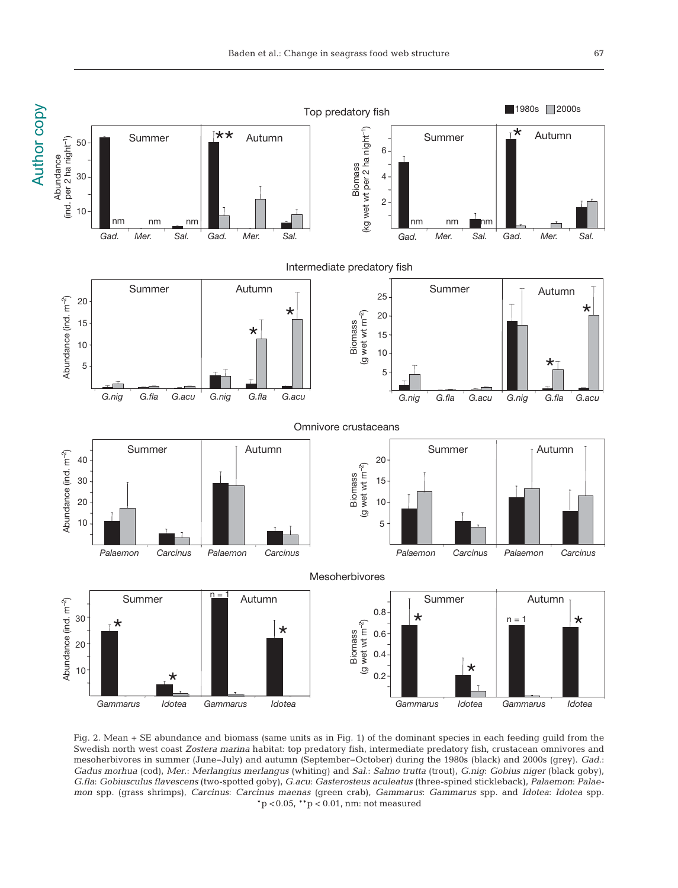Fig. 2. Mean + SE abundance and biomass (same units as in Fig. 1) of the dominant species in each feeding guild from the Swedish north west coast *Zostera marina* habitat: top predatory fish, intermediate predatory fish, crustacean omnivores and mesoherbivores in summer (June–July) and autumn (September–October) during the 1980s (black) and 2000s (grey). *Gad.*: *Gadus morhua* (cod), *Mer.*: *Merlangius merlangus* (whiting) and *Sal.*: *Salmo trutta* (trout), *G.nig*: *Gobius niger* (black goby), *G.fla*: *Gobiusculus flavescens* (two-spotted goby), *G.acu*: *Gasterosteus aculeatus* (three-spined stickleback), *Palaemon*: *Palaemon* spp. (grass shrimps), *Carcinus*: *Carcinus maenas* (green crab), *Gammarus*: *Gammarus* spp. and *Idotea*: *Idotea* spp. *$p < 0.05$, **$p < 0.01$, nm: not measured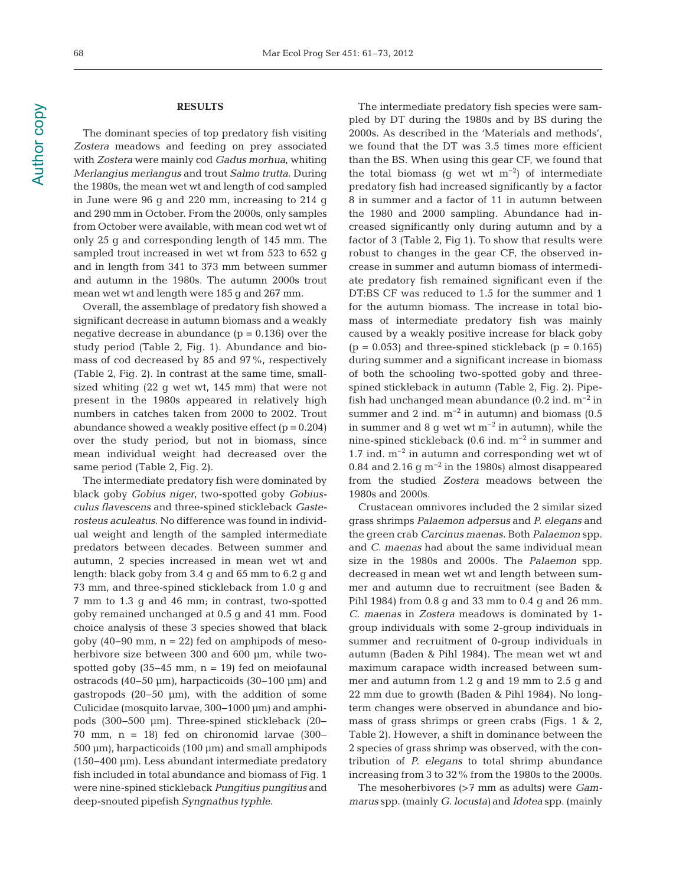## RESULTS

The dominant species of top predatory fish visiting *Zostera* meadows and feeding on prey associated with *Zostera* were mainly cod *Gadus morhua*, whiting *Merlangius merlangus* and trout *Salmo trutta*. During the 1980s, the mean wet wt and length of cod sampled in June were 96 g and 220 mm, increasing to 214 g and 290 mm in October. From the 2000s, only samples from October were available, with mean cod wet wt of only 25 g and corresponding length of 145 mm. The sampled trout increased in wet wt from 523 to 652 g and in length from 341 to 373 mm between summer and autumn in the 1980s. The autumn 2000s trout mean wet wt and length were 185 g and 267 mm.

Overall, the assemblage of predatory fish showed a significant decrease in autumn biomass and a weakly negative decrease in abundance ($p = 0.136$) over the study period (Table 2, Fig. 1). Abundance and biomass of cod decreased by 85 and 97%, respectively (Table 2, Fig. 2). In contrast at the same time, small-sized whiting (22 g wet wt, 145 mm) that were not present in the 1980s appeared in relatively high numbers in catches taken from 2000 to 2002. Trout abundance showed a weakly positive effect ($p = 0.204$) over the study period, but not in biomass, since mean individual weight had decreased over the same period (Table 2, Fig. 2).

The intermediate predatory fish were dominated by black goby *Gobius niger*, two-spotted goby *Gobiusculus flavescens* and three-spined stickleback *Gasterosteus aculeatus*. No difference was found in individual weight and length of the sampled intermediate predators between decades. Between summer and autumn, 2 species increased in mean wet wt and length: black goby from 3.4 g and 65 mm to 6.2 g and 73 mm, and three-spined stickleback from 1.0 g and 7 mm to 1.3 g and 46 mm; in contrast, two-spotted goby remained unchanged at 0.5 g and 41 mm. Food choice analysis of these 3 species showed that black goby (40–90 mm, $n = 22$) fed on amphipods of mesoherbivore size between 300 and 600 µm, while two-spotted goby (35–45 mm, $n = 19$) fed on meiofaunal ostracods (40–50 µm), harpacticoids (30–100 µm) and gastropods (20–50 µm), with the addition of some Culicidae (mosquito larvae, 300–1000 µm) and amphipods (300–500 µm). Three-spined stickleback (20–70 mm, $n = 18$) fed on chironomid larvae (300–500 µm), harpacticoids (100 µm) and small amphipods (150–400 µm). Less abundant intermediate predatory fish included in total abundance and biomass of Fig. 1 were nine-spined stickleback *Pungitius pungitius* and deep-snouted pipefish *Syngnathus typhle*.

The intermediate predatory fish species were sampled by DT during the 1980s and by BS during the 2000s. As described in the 'Materials and methods', we found that the DT was 3.5 times more efficient than the BS. When using this gear CF, we found that the total biomass (g wet wt $m^{-2}$) of intermediate predatory fish had increased significantly by a factor 8 in summer and a factor of 11 in autumn between the 1980 and 2000 sampling. Abundance had increased significantly only during autumn and by a factor of 3 (Table 2, Fig 1). To show that results were robust to changes in the gear CF, the observed increase in summer and autumn biomass of intermediate predatory fish remained significant even if the DT:BS CF was reduced to 1.5 for the summer and 1 for the autumn biomass. The increase in total biomass of intermediate predatory fish was mainly caused by a weakly positive increase for black goby ($p = 0.053$) and three-spined stickleback ($p = 0.165$) during summer and a significant increase in biomass of both the schooling two-spotted goby and three-spined stickleback in autumn (Table 2, Fig. 2). Pipefish had unchanged mean abundance (0.2 ind. $m^{-2}$ in summer and 2 ind. $m^{-2}$ in autumn) and biomass (0.5 in summer and 8 g wet wt $m^{-2}$ in autumn), while the nine-spined stickleback (0.6 ind. $m^{-2}$ in summer and 1.7 ind. $m^{-2}$ in autumn and corresponding wet wt of 0.84 and 2.16 g $m^{-2}$ in the 1980s) almost disappeared from the studied *Zostera* meadows between the 1980s and 2000s.

Crustacean omnivores included the 2 similar sized grass shrimps *Palaemon adspersus* and *P. elegans* and the green crab *Carcinus maenas*. Both *Palaemon* spp. and *C. maenas* had about the same individual mean size in the 1980s and 2000s. The *Palaemon* spp. decreased in mean wet wt and length between summer and autumn due to recruitment (see Baden & Pihl 1984) from 0.8 g and 33 mm to 0.4 g and 26 mm. *C. maenas* in *Zostera* meadows is dominated by 1-group individuals with some 2-group individuals in summer and recruitment of 0-group individuals in autumn (Baden & Pihl 1984). The mean wet wt and maximum carapace width increased between summer and autumn from 1.2 g and 19 mm to 2.5 g and 22 mm due to growth (Baden & Pihl 1984). No long-term changes were observed in abundance and biomass of grass shrimps or green crabs (Figs. 1 & 2, Table 2). However, a shift in dominance between the 2 species of grass shrimp was observed, with the contribution of *P. elegans* to total shrimp abundance increasing from 3 to 32% from the 1980s to the 2000s.

The mesoherbivores (>7 mm as adults) were *Gammarus* spp. (mainly *G. locusta*) and *Idotea* spp. (mainly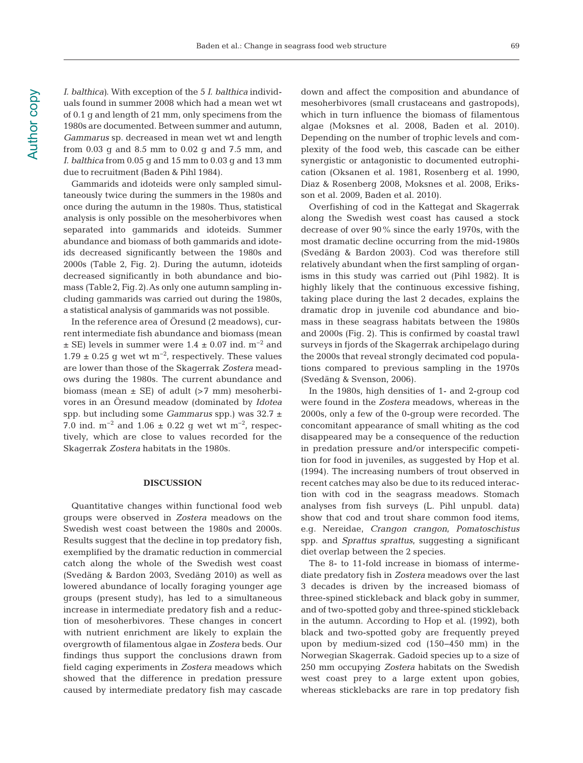*I. balthica*). With exception of the 5 *I. balthica* individuals found in summer 2008 which had a mean wet wt of 0.1 g and length of 21 mm, only specimens from the 1980s are documented. Between summer and autumn, *Gammarus* sp. decreased in mean wet wt and length from 0.03 g and 8.5 mm to 0.02 g and 7.5 mm, and *I. balthica* from 0.05 g and 15 mm to 0.03 g and 13 mm due to recruitment (Baden & Pihl 1984).

Gammarids and idoteids were only sampled simultaneously twice during the summers in the 1980s and once during the autumn in the 1980s. Thus, statistical analysis is only possible on the mesoherbivores when separated into gammarids and idoteids. Summer abundance and biomass of both gammarids and idoteids decreased significantly between the 1980s and 2000s (Table 2, Fig. 2). During the autumn, idoteids decreased significantly in both abundance and biomass (Table 2, Fig. 2). As only one autumn sampling including gammarids was carried out during the 1980s, a statistical analysis of gammarids was not possible.

In the reference area of Öresund (2 meadows), current intermediate fish abundance and biomass (mean ± SE) levels in summer were 1.4 ± 0.07 ind. $m^{-2}$ and 1.79 ± 0.25 g wet wt $m^{-2}$, respectively. These values are lower than those of the Skagerrak *Zostera* meadows during the 1980s. The current abundance and biomass (mean ± SE) of adult (>7 mm) mesoherbivores in an Öresund meadow (dominated by *Idotea* spp. but including some *Gammarus* spp.) was 32.7 ± 7.0 ind. $m^{-2}$ and 1.06 ± 0.22 g wet wt $m^{-2}$, respectively, which are close to values recorded for the Skagerrak *Zostera* habitats in the 1980s.

## DISCUSSION

Quantitative changes within functional food web groups were observed in *Zostera* meadows on the Swedish west coast between the 1980s and 2000s. Results suggest that the decline in top predatory fish, exemplified by the dramatic reduction in commercial catch along the whole of the Swedish west coast (Svedäng & Bardon 2003, Svedäng 2010) as well as lowered abundance of locally foraging younger age groups (present study), has led to a simultaneous increase in intermediate predatory fish and a reduction of mesoherbivores. These changes in concert with nutrient enrichment are likely to explain the overgrowth of filamentous algae in *Zostera* beds. Our findings thus support the conclusions drawn from field caging experiments in *Zostera* meadows which showed that the difference in predation pressure caused by intermediate predatory fish may cascade down and affect the composition and abundance of mesoherbivores (small crustaceans and gastropods), which in turn influence the biomass of filamentous algae (Moksnes et al. 2008, Baden et al. 2010). Depending on the number of trophic levels and complexity of the food web, this cascade can be either synergistic or antagonistic to documented eutrophication (Oksanen et al. 1981, Rosenberg et al. 1990, Diaz & Rosenberg 2008, Moksnes et al. 2008, Eriksson et al. 2009, Baden et al. 2010).

Overfishing of cod in the Kattegat and Skagerrak along the Swedish west coast has caused a stock decrease of over 90% since the early 1970s, with the most dramatic decline occurring from the mid-1980s (Svedäng & Bardon 2003). Cod was therefore still relatively abundant when the first sampling of organisms in this study was carried out (Pihl 1982). It is highly likely that the continuous excessive fishing, taking place during the last 2 decades, explains the dramatic drop in juvenile cod abundance and biomass in these seagrass habitats between the 1980s and 2000s (Fig. 2). This is confirmed by coastal trawl surveys in fjords of the Skagerrak archipelago during the 2000s that reveal strongly decimated cod populations compared to previous sampling in the 1970s (Svedäng & Svenson, 2006).

In the 1980s, high densities of 1- and 2-group cod were found in the *Zostera* meadows, whereas in the 2000s, only a few of the 0-group were recorded. The concomitant appearance of small whiting as the cod disappeared may be a consequence of the reduction in predation pressure and/or interspecific competition for food in juveniles, as suggested by Hop et al. (1994). The increasing numbers of trout observed in recent catches may also be due to its reduced interaction with cod in the seagrass meadows. Stomach analyses from fish surveys (L. Pihl unpubl. data) show that cod and trout share common food items, e.g. Nereidae, *Crangon crangon*, *Pomatoschistus* spp. and *Sprattus sprattus*, suggesting a significant diet overlap between the 2 species.

The 8- to 11-fold increase in biomass of intermediate predatory fish in *Zostera* meadows over the last 3 decades is driven by the increased biomass of three-spined stickleback and black goby in summer, and of two-spotted goby and three-spined stickleback in the autumn. According to Hop et al. (1992), both black and two-spotted goby are frequently preyed upon by medium-sized cod (150–450 mm) in the Norwegian Skagerrak. Gadoid species up to a size of 250 mm occupying *Zostera* habitats on the Swedish west coast prey to a large extent upon gobies, whereas sticklebacks are rare in top predatory fish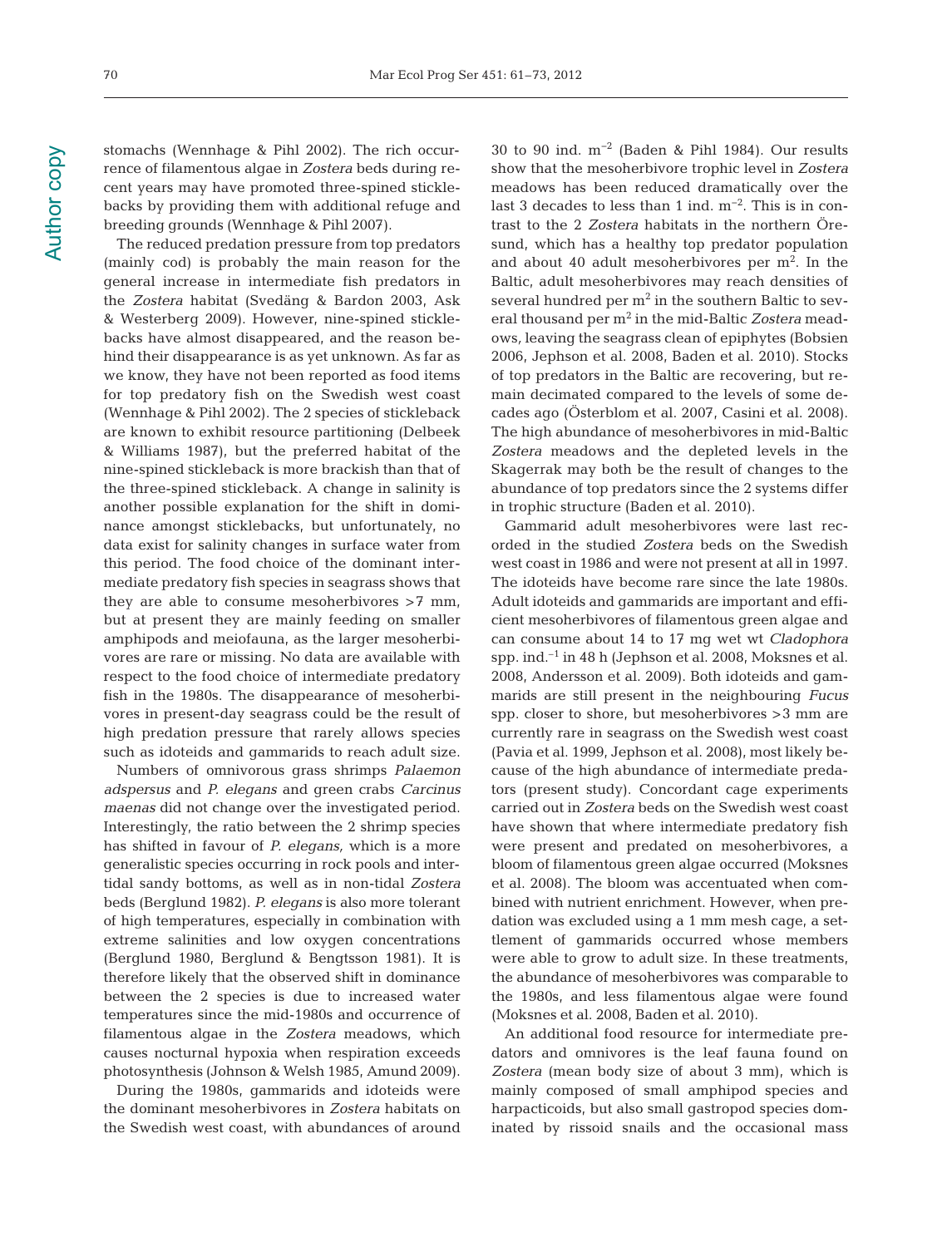stomachs (Wennhage & Pihl 2002). The rich occurrence of filamentous algae in *Zostera* beds during recent years may have promoted three-spined sticklebacks by providing them with additional refuge and breeding grounds (Wennhage & Pihl 2007).

The reduced predation pressure from top predators (mainly cod) is probably the main reason for the general increase in intermediate fish predators in the *Zostera* habitat (Svedäng & Bardon 2003, Ask & Westerberg 2009). However, nine-spined sticklebacks have almost disappeared, and the reason behind their disappearance is as yet unknown. As far as we know, they have not been reported as food items for top predatory fish on the Swedish west coast (Wennhage & Pihl 2002). The 2 species of stickleback are known to exhibit resource partitioning (Delbeek & Williams 1987), but the preferred habitat of the nine-spined stickleback is more brackish than that of the three-spined stickleback. A change in salinity is another possible explanation for the shift in dominance amongst sticklebacks, but unfortunately, no data exist for salinity changes in surface water from this period. The food choice of the dominant intermediate predatory fish species in seagrass shows that they are able to consume mesoherbivores >7 mm, but at present they are mainly feeding on smaller amphipods and meiofauna, as the larger mesoherbivores are rare or missing. No data are available with respect to the food choice of intermediate predatory fish in the 1980s. The disappearance of mesoherbivores in present-day seagrass could be the result of high predation pressure that rarely allows species such as idoteids and gammarids to reach adult size.

Numbers of omnivorous grass shrimps *Palaemon adspersus* and *P. elegans* and green crabs *Carcinus maenas* did not change over the investigated period. Interestingly, the ratio between the 2 shrimp species has shifted in favour of *P. elegans*, which is a more generalistic species occurring in rock pools and intertidal sandy bottoms, as well as in non-tidal *Zostera* beds (Berglund 1982). *P. elegans* is also more tolerant of high temperatures, especially in combination with extreme salinities and low oxygen concentrations (Berglund 1980, Berglund & Bengtsson 1981). It is therefore likely that the observed shift in dominance between the 2 species is due to increased water temperatures since the mid-1980s and occurrence of filamentous algae in the *Zostera* meadows, which causes nocturnal hypoxia when respiration exceeds photosynthesis (Johnson & Welsh 1985, Amund 2009).

During the 1980s, gammarids and idoteids were the dominant mesoherbivores in *Zostera* habitats on the Swedish west coast, with abundances of around 30 to 90 ind. m$^{-2}$ (Baden & Pihl 1984). Our results show that the mesoherbivore trophic level in *Zostera* meadows has been reduced dramatically over the last 3 decades to less than 1 ind. m$^{-2}$. This is in contrast to the 2 *Zostera* habitats in the northern Öresund, which has a healthy top predator population and about 40 adult mesoherbivores per m$^2$. In the Baltic, adult mesoherbivores may reach densities of several hundred per m$^2$ in the southern Baltic to several thousand per m$^2$ in the mid-Baltic *Zostera* meadows, leaving the seagrass clean of epiphytes (Bobsien 2006, Jephson et al. 2008, Baden et al. 2010). Stocks of top predators in the Baltic are recovering, but remain decimated compared to the levels of some decades ago (Österblom et al. 2007, Casini et al. 2008). The high abundance of mesoherbivores in mid-Baltic *Zostera* meadows and the depleted levels in the Skagerrak may both be the result of changes to the abundance of top predators since the 2 systems differ in trophic structure (Baden et al. 2010).

Gammarid adult mesoherbivores were last recorded in the studied *Zostera* beds on the Swedish west coast in 1986 and were not present at all in 1997. The idoteids have become rare since the late 1980s. Adult idoteids and gammarids are important and efficient mesoherbivores of filamentous green algae and can consume about 14 to 17 mg wet wt *Cladophora* spp. ind.$^{-1}$ in 48 h (Jephson et al. 2008, Moksnes et al. 2008, Andersson et al. 2009). Both idoteids and gammarids are still present in the neighbouring *Fucus* spp. closer to shore, but mesoherbivores >3 mm are currently rare in seagrass on the Swedish west coast (Pavia et al. 1999, Jephson et al. 2008), most likely because of the high abundance of intermediate predators (present study). Concordant cage experiments carried out in *Zostera* beds on the Swedish west coast have shown that where intermediate predatory fish were present and predated on mesoherbivores, a bloom of filamentous green algae occurred (Moksnes et al. 2008). The bloom was accentuated when combined with nutrient enrichment. However, when predation was excluded using a 1 mm mesh cage, a settlement of gammarids occurred whose members were able to grow to adult size. In these treatments, the abundance of mesoherbivores was comparable to the 1980s, and less filamentous algae were found (Moksnes et al. 2008, Baden et al. 2010).

An additional food resource for intermediate predators and omnivores is the leaf fauna found on *Zostera* (mean body size of about 3 mm), which is mainly composed of small amphipod species and harpacticoids, but also small gastropod species dominated by rissoid snails and the occasional mass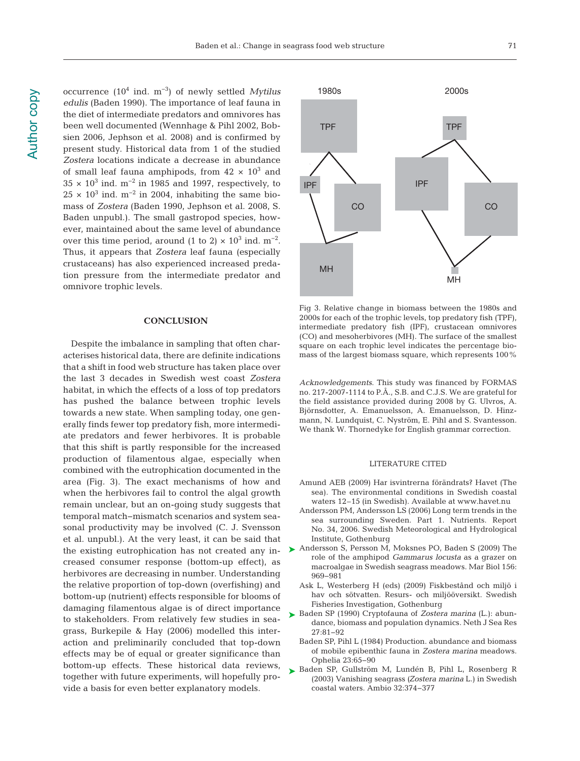occurrence ($10^4$ ind. m$^{-3}$) of newly settled *Mytilus edulis* (Baden 1990). The importance of leaf fauna in the diet of intermediate predators and omnivores has been well documented (Wennhage & Pihl 2002, Bobsien 2006, Jephson et al. 2008) and is confirmed by present study. Historical data from 1 of the studied *Zostera* locations indicate a decrease in abundance of small leaf fauna amphipods, from $42 \times 10^3$ and $35 \times 10^3$ ind. m$^{-2}$ in 1985 and 1997, respectively, to $25 \times 10^3$ ind. m$^{-2}$ in 2004, inhabiting the same biomass of *Zostera* (Baden 1990, Jephson et al. 2008, S. Baden unpubl.). The small gastropod species, however, maintained about the same level of abundance over this time period, around (1 to 2) $\times 10^3$ ind. m$^{-2}$. Thus, it appears that *Zostera* leaf fauna (especially crustaceans) has also experienced increased predation pressure from the intermediate predator and omnivore trophic levels.

## CONCLUSION

Despite the imbalance in sampling that often characterises historical data, there are definite indications that a shift in food web structure has taken place over the last 3 decades in Swedish west coast *Zostera* habitat, in which the effects of a loss of top predators has pushed the balance between trophic levels towards a new state. When sampling today, one generally finds fewer top predatory fish, more intermediate predators and fewer herbivores. It is probable that this shift is partly responsible for the increased production of filamentous algae, especially when combined with the eutrophication documented in the area (Fig. 3). The exact mechanisms of how and when the herbivores fail to control the algal growth remain unclear, but an on-going study suggests that temporal match–mismatch scenarios and system seasonal productivity may be involved (C. J. Svensson et al. unpubl.). At the very least, it can be said that the existing eutrophication has not created any increased consumer response (bottom-up effect), as herbivores are decreasing in number. Understanding the relative proportion of top-down (overfishing) and bottom-up (nutrient) effects responsible for blooms of damaging filamentous algae is of direct importance to stakeholders. From relatively few studies in seagrass, Burkepile & Hay (2006) modelled this interaction and preliminarily concluded that top-down effects may be of equal or greater significance than bottom-up effects. These historical data reviews, together with future experiments, will hopefully provide a basis for even better explanatory models.

Fig 3. Relative change in biomass between the 1980s and 2000s for each of the trophic levels, top predatory fish (TPF), intermediate predatory fish (IPF), crustacean omnivores (CO) and mesoherbivores (MH). The surface of the smallest square on each trophic level indicates the percentage biomass of the largest biomass square, which represents 100%

*Acknowledgements*. This study was financed by FORMAS no. 217-2007-1114 to P.Å., S.B. and C.J.S. We are grateful for the field assistance provided during 2008 by G. Ulvros, A. Björnsdotter, A. Emanuelsson, A. Emanuelsson, D. Hinzmann, N. Lundquist, C. Nyström, E. Pihl and S. Svantesson. We thank W. Thornedyke for English grammar correction.

## LITERATURE CITED

- Amund AEB (2009) Har isvintrerna förändrats? Havet (The sea). The environmental conditions in Swedish coastal waters 12–15 (in Swedish). Available at www.havet.nu
- Andersson PM, Andersson LS (2006) Long term trends in the sea surrounding Sweden. Part 1. Nutrients. Report No. 34, 2006. Swedish Meteorological and Hydrological Institute, Gothenburg
- Andersson S, Persson M, Moksnes PO, Baden S (2009) The role of the amphipod *Gammarus locusta* as a grazer on macroalgae in Swedish seagrass meadows. Mar Biol 156: 969–981
- Ask L, Westerberg H (eds) (2009) Fiskbestånd och miljö i hav och sötvatten. Resurs- och miljööversikt. Swedish Fisheries Investigation, Gothenburg
- Baden SP (1990) Cryptofauna of *Zostera marina* (L.): abundance, biomass and population dynamics. Neth J Sea Res 27:81–92
- Baden SP, Pihl L (1984) Production. abundance and biomass of mobile epibenthic fauna in *Zostera marina* meadows. Ophelia 23:65–90
- Baden SP, Gullström M, Lundén B, Pihl L, Rosenberg R (2003) Vanishing seagrass (*Zostera marina* L.) in Swedish coastal waters. Ambio 32:374–377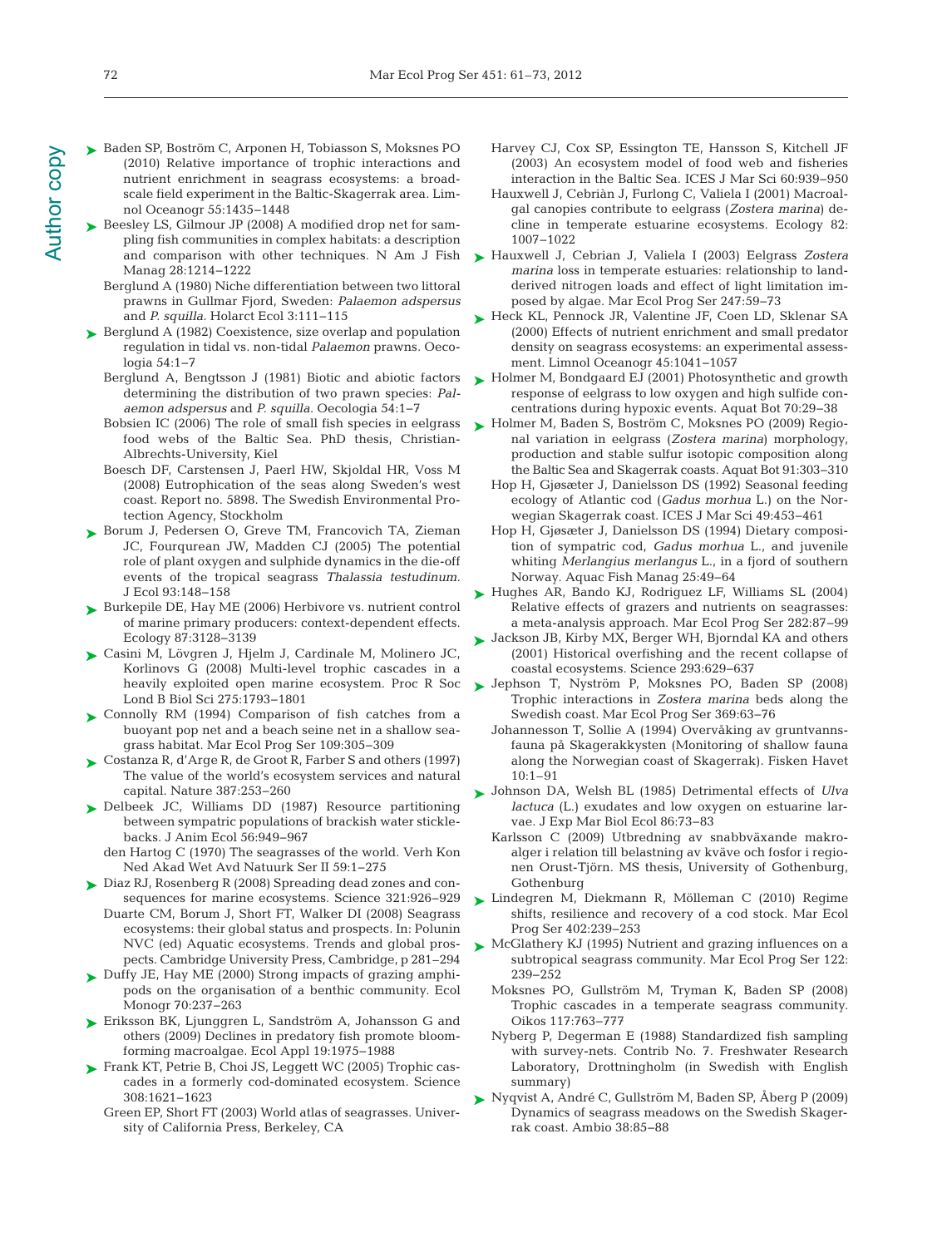Baden SP, Boström C, Arponen H, Tobiasson S, Moksnes PO (2010) Relative importance of trophic interactions and nutrient enrichment in seagrass ecosystems: a broad-scale field experiment in the Baltic-Skagerrak area. Limnol Oceanogr 55:1435–1448

Beesley LS, Gilmour JP (2008) A modified drop net for sampling fish communities in complex habitats: a description and comparison with other techniques. N Am J Fish Manag 28:1214–1222

Berglund A (1980) Niche differentiation between two littoral prawns in Gullmar Fjord, Sweden: *Palaemon adspersus* and *P. squilla.* Holarct Ecol 3:111–115

Berglund A (1982) Coexistence, size overlap and population regulation in tidal vs. non-tidal *Palaemon* prawns. Oecologia 54:1–7

Berglund A, Bengtsson J (1981) Biotic and abiotic factors determining the distribution of two prawn species: *Palaemon adspersus* and *P. squilla.* Oecologia 54:1–7

Bobsien IC (2006) The role of small fish species in eelgrass food webs of the Baltic Sea. PhD thesis, Christian-Albrechts-University, Kiel

Boesch DF, Carstensen J, Paerl HW, Skjoldal HR, Voss M (2008) Eutrophication of the seas along Sweden's west coast. Report no. 5898. The Swedish Environmental Protection Agency, Stockholm

Borum J, Pedersen O, Greve TM, Francovich TA, Zieman JC, Fourqurean JW, Madden CJ (2005) The potential role of plant oxygen and sulphide dynamics in the die-off events of the tropical seagrass *Thalassia testudinum.* J Ecol 93:148–158

Burkepile DE, Hay ME (2006) Herbivore vs. nutrient control of marine primary producers: context-dependent effects. Ecology 87:3128–3139

Casini M, Lövgren J, Hjelm J, Cardinale M, Molinero JC, Korlinovs G (2008) Multi-level trophic cascades in a heavily exploited open marine ecosystem. Proc R Soc Lond B Biol Sci 275:1793–1801

Connolly RM (1994) Comparison of fish catches from a buoyant pop net and a beach seine net in a shallow seagrass habitat. Mar Ecol Prog Ser 109:305–309

Costanza R, d'Arge R, de Groot R, Farber S and others (1997) The value of the world's ecosystem services and natural capital. Nature 387:253–260

Delbeek JC, Williams DD (1987) Resource partitioning between sympatric populations of brackish water sticklebacks. J Anim Ecol 56:949–967

den Hartog C (1970) The seagrasses of the world. Verh Kon Ned Akad Wet Avd Natuurk Ser II 59:1–275

Diaz RJ, Rosenberg R (2008) Spreading dead zones and consequences for marine ecosystems. Science 321:926–929

Duarte CM, Borum J, Short FT, Walker DI (2008) Seagrass ecosystems: their global status and prospects. In: Polunin NVC (ed) Aquatic ecosystems. Trends and global prospects. Cambridge University Press, Cambridge, p 281–294

Duffy JE, Hay ME (2000) Strong impacts of grazing amphipods on the organisation of a benthic community. Ecol Monogr 70:237–263

Eriksson BK, Ljunggren L, Sandström A, Johansson G and others (2009) Declines in predatory fish promote bloom-forming macroalgae. Ecol Appl 19:1975–1988

Frank KT, Petrie B, Choi JS, Leggett WC (2005) Trophic cascades in a formerly cod-dominated ecosystem. Science 308:1621–1623

Green EP, Short FT (2003) World atlas of seagrasses. University of California Press, Berkeley, CA

Harvey CJ, Cox SP, Essington TE, Hansson S, Kitchell JF (2003) An ecosystem model of food web and fisheries interaction in the Baltic Sea. ICES J Mar Sci 60:939–950

Hauxwell J, Cebriàn J, Furlong C, Valiela I (2001) Macroalgal canopies contribute to eelgrass (*Zostera marina*) decline in temperate estuarine ecosystems. Ecology 82: 1007–1022

Hauxwell J, Cebrian J, Valiela I (2003) Eelgrass *Zostera marina* loss in temperate estuaries: relationship to land-derived nitrogen loads and effect of light limitation imposed by algae. Mar Ecol Prog Ser 247:59–73

Heck KL, Pennock JR, Valentine JF, Coen LD, Sklenar SA (2000) Effects of nutrient enrichment and small predator density on seagrass ecosystems: an experimental assessment. Limnol Oceanogr 45:1041–1057

Holmer M, Bondgaard EJ (2001) Photosynthetic and growth response of eelgrass to low oxygen and high sulfide concentrations during hypoxic events. Aquat Bot 70:29–38

Holmer M, Baden S, Boström C, Moksnes PO (2009) Regional variation in eelgrass (*Zostera marina*) morphology, production and stable sulfur isotopic composition along the Baltic Sea and Skagerrak coasts. Aquat Bot 91:303–310

Hop H, Gjøsæter J, Danielsson DS (1992) Seasonal feeding ecology of Atlantic cod (*Gadus morhua* L.) on the Norwegian Skagerrak coast. ICES J Mar Sci 49:453–461

Hop H, Gjøsæter J, Danielsson DS (1994) Dietary composition of sympatric cod, *Gadus morhua* L., and juvenile whiting *Merlangius merlangus* L., in a fjord of southern Norway. Aquac Fish Manag 25:49–64

Hughes AR, Bando KJ, Rodriguez LF, Williams SL (2004) Relative effects of grazers and nutrients on seagrasses: a meta-analysis approach. Mar Ecol Prog Ser 282:87–99

Jackson JB, Kirby MX, Berger WH, Bjorndal KA and others (2001) Historical overfishing and the recent collapse of coastal ecosystems. Science 293:629–637

Jephson T, Nyström P, Moksnes PO, Baden SP (2008) Trophic interactions in *Zostera marina* beds along the Swedish coast. Mar Ecol Prog Ser 369:63–76

Johannesson T, Sollie A (1994) Overvåking av gruntvannsfauna på Skagerakkysten (Monitoring of shallow fauna along the Norwegian coast of Skagerrak). Fisken Havet 10:1–91

Johnson DA, Welsh BL (1985) Detrimental effects of *Ulva lactuca* (L.) exudates and low oxygen on estuarine larvae. J Exp Mar Biol Ecol 86:73–83

Karlsson C (2009) Utbredning av snabbväxande makroalger i relation till belastning av kväve och fosfor i regionen Orust-Tjörn. MS thesis, University of Gothenburg, Gothenburg

Lindegren M, Diekmann R, Mölleman C (2010) Regime shifts, resilience and recovery of a cod stock. Mar Ecol Prog Ser 402:239–253

McGlathery KJ (1995) Nutrient and grazing influences on a subtropical seagrass community. Mar Ecol Prog Ser 122: 239–252

Moksnes PO, Gullström M, Tryman K, Baden SP (2008) Trophic cascades in a temperate seagrass community. Oikos 117:763–777

Nyberg P, Degerman E (1988) Standardized fish sampling with survey-nets. Contrib No. 7. Freshwater Research Laboratory, Drottningholm (in Swedish with English summary)

Nyqvist A, André C, Gullström M, Baden SP, Åberg P (2009) Dynamics of seagrass meadows on the Swedish Skagerrak coast. Ambio 38:85–88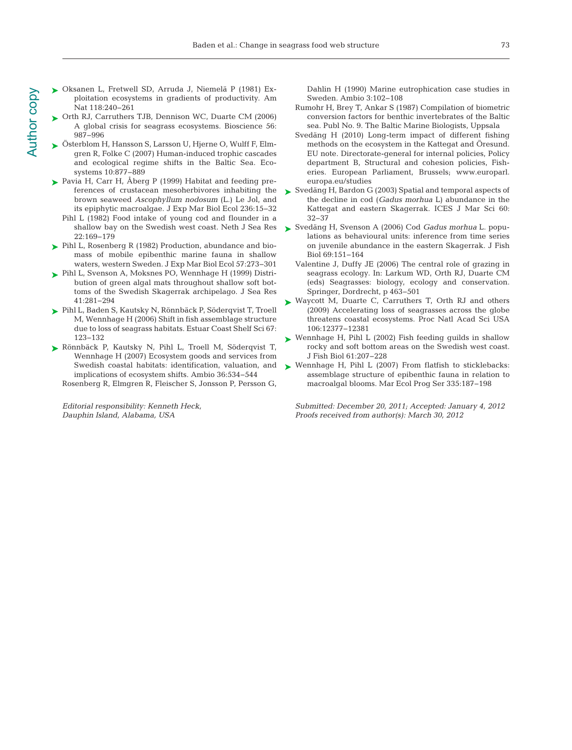Oksanen L, Fretwell SD, Arruda J, Niemelä P (1981) Exploitation ecosystems in gradients of productivity. Am Nat 118:240–261

Orth RJ, Carruthers TJB, Dennison WC, Duarte CM (2006) A global crisis for seagrass ecosystems. Bioscience 56: 987–996

Österblom H, Hansson S, Larsson U, Hjerne O, Wulff F, Elmgren R, Folke C (2007) Human-induced trophic cascades and ecological regime shifts in the Baltic Sea. Ecosystems 10:877–889

Pavia H, Carr H, Åberg P (1999) Habitat and feeding preferences of crustacean mesoherbivores inhabiting the brown seaweed *Ascophyllum nodosum* (L.) Le Jol, and its epiphytic macroalgae. J Exp Mar Biol Ecol 236:15–32

Pihl L (1982) Food intake of young cod and flounder in a shallow bay on the Swedish west coast. Neth J Sea Res 22:169–179

Pihl L, Rosenberg R (1982) Production, abundance and biomass of mobile epibenthic marine fauna in shallow waters, western Sweden. J Exp Mar Biol Ecol 57:273–301

Pihl L, Svenson A, Moksnes PO, Wennhage H (1999) Distribution of green algal mats throughout shallow soft bottoms of the Swedish Skagerrak archipelago. J Sea Res 41:281–294

Pihl L, Baden S, Kautsky N, Rönnbäck P, Söderqvist T, Troell M, Wennhage H (2006) Shift in fish assemblage structure due to loss of seagrass habitats. Estuar Coast Shelf Sci 67: 123–132

Rönnbäck P, Kautsky N, Pihl L, Troell M, Söderqvist T, Wennhage H (2007) Ecosystem goods and services from Swedish coastal habitats: identification, valuation, and implications of ecosystem shifts. Ambio 36:534–544

Rosenberg R, Elmgren R, Fleischer S, Jonsson P, Persson G, Dahlin H (1990) Marine eutrophication case studies in Sweden. Ambio 3:102–108

Rumohr H, Brey T, Ankar S (1987) Compilation of biometric conversion factors for benthic invertebrates of the Baltic sea. Publ No. 9. The Baltic Marine Biologists, Uppsala

Svedäng H (2010) Long-term impact of different fishing methods on the ecosystem in the Kattegat and Öresund. EU note. Directorate-general for internal policies, Policy department B, Structural and cohesion policies, Fisheries. European Parliament, Brussels; www.europarl.europa.eu/studies

Svedäng H, Bardon G (2003) Spatial and temporal aspects of the decline in cod (*Gadus morhua* L) abundance in the Kattegat and eastern Skagerrak. ICES J Mar Sci 60: 32–37

Svedäng H, Svenson A (2006) Cod *Gadus morhua* L. populations as behavioural units: inference from time series on juvenile abundance in the eastern Skagerrak. J Fish Biol 69:151–164

Valentine J, Duffy JE (2006) The central role of grazing in seagrass ecology. In: Larkum WD, Orth RJ, Duarte CM (eds) Seagrasses: biology, ecology and conservation. Springer, Dordrecht, p 463–501

Waycott M, Duarte C, Carruthers T, Orth RJ and others (2009) Accelerating loss of seagrasses across the globe threatens coastal ecosystems. Proc Natl Acad Sci USA 106:12377–12381

Wennhage H, Pihl L (2002) Fish feeding guilds in shallow rocky and soft bottom areas on the Swedish west coast. J Fish Biol 61:207–228

Wennhage H, Pihl L (2007) From flatfish to sticklebacks: assemblage structure of epibenthic fauna in relation to macroalgal blooms. Mar Ecol Prog Ser 335:187–198

*Editorial responsibility: Kenneth Heck, Dauphin Island, Alabama, USA*

*Submitted: December 20, 2011; Accepted: January 4, 2012*
*Proofs received from author(s): March 30, 2012*